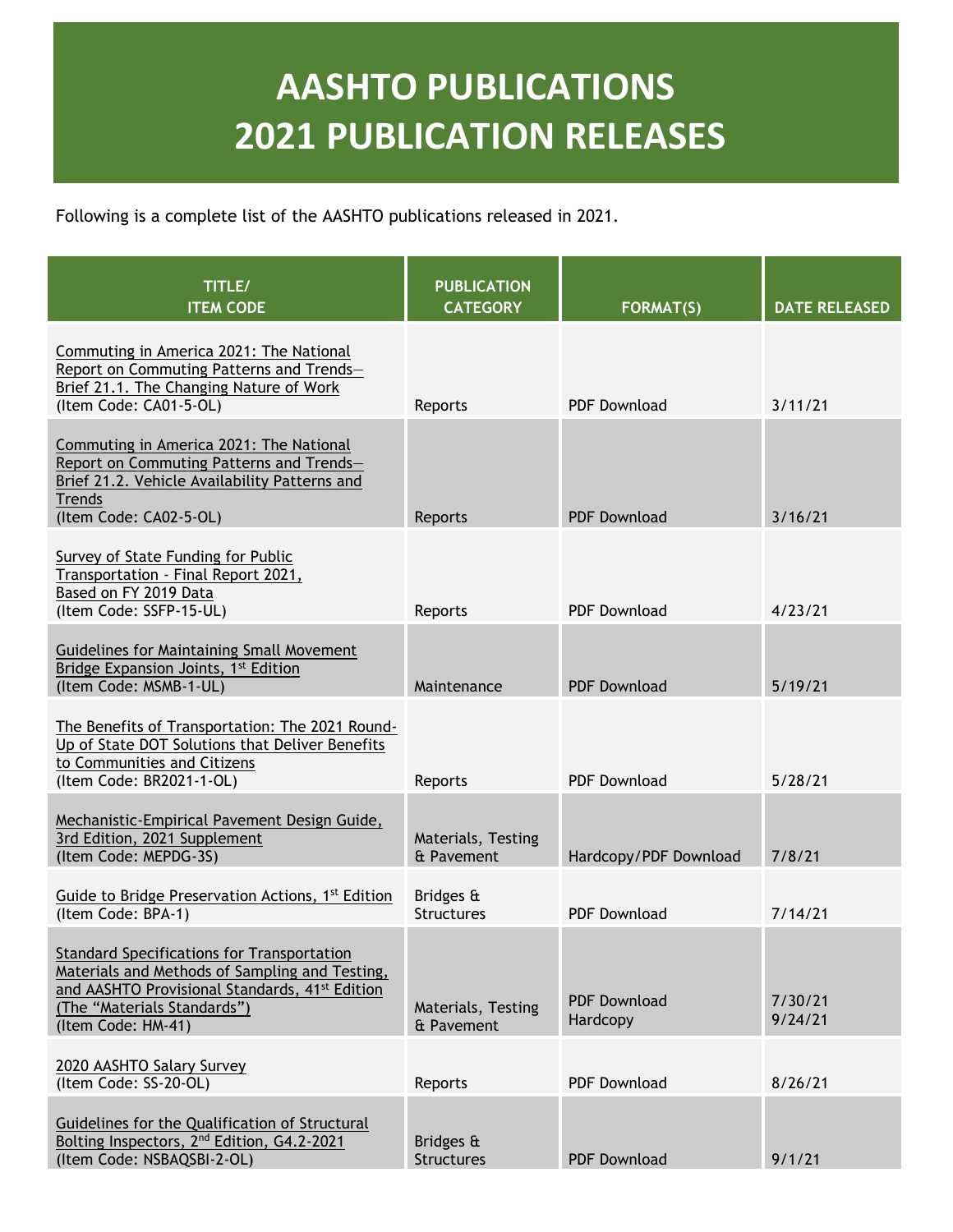# AASHTO PUBLICATIONS
# 2021 PUBLICATION RELEASES

Following is a complete list of the AASHTO publications released in 2021.

| TITLE/ ITEM CODE | PUBLICATION CATEGORY | FORMAT(S) | DATE RELEASED |
|---|---|---|---|
| Commuting in America 2021: The National Report on Commuting Patterns and Trends—Brief 21.1. The Changing Nature of Work (Item Code: CA01-5-OL) | Reports | PDF Download | 3/11/21 |
| Commuting in America 2021: The National Report on Commuting Patterns and Trends—Brief 21.2. Vehicle Availability Patterns and Trends (Item Code: CA02-5-OL) | Reports | PDF Download | 3/16/21 |
| Survey of State Funding for Public Transportation - Final Report 2021, Based on FY 2019 Data (Item Code: SSFP-15-UL) | Reports | PDF Download | 4/23/21 |
| Guidelines for Maintaining Small Movement Bridge Expansion Joints, 1st Edition (Item Code: MSMB-1-UL) | Maintenance | PDF Download | 5/19/21 |
| The Benefits of Transportation: The 2021 Round-Up of State DOT Solutions that Deliver Benefits to Communities and Citizens (Item Code: BR2021-1-OL) | Reports | PDF Download | 5/28/21 |
| Mechanistic-Empirical Pavement Design Guide, 3rd Edition, 2021 Supplement (Item Code: MEPDG-3S) | Materials, Testing & Pavement | Hardcopy/PDF Download | 7/8/21 |
| Guide to Bridge Preservation Actions, 1st Edition (Item Code: BPA-1) | Bridges & Structures | PDF Download | 7/14/21 |
| Standard Specifications for Transportation Materials and Methods of Sampling and Testing, and AASHTO Provisional Standards, 41st Edition (The "Materials Standards") (Item Code: HM-41) | Materials, Testing & Pavement | PDF Download<br>Hardcopy | 7/30/21<br>9/24/21 |
| 2020 AASHTO Salary Survey (Item Code: SS-20-OL) | Reports | PDF Download | 8/26/21 |
| Guidelines for the Qualification of Structural Bolting Inspectors, 2nd Edition, G4.2-2021 (Item Code: NSBAQSBI-2-OL) | Bridges & Structures | PDF Download | 9/1/21 |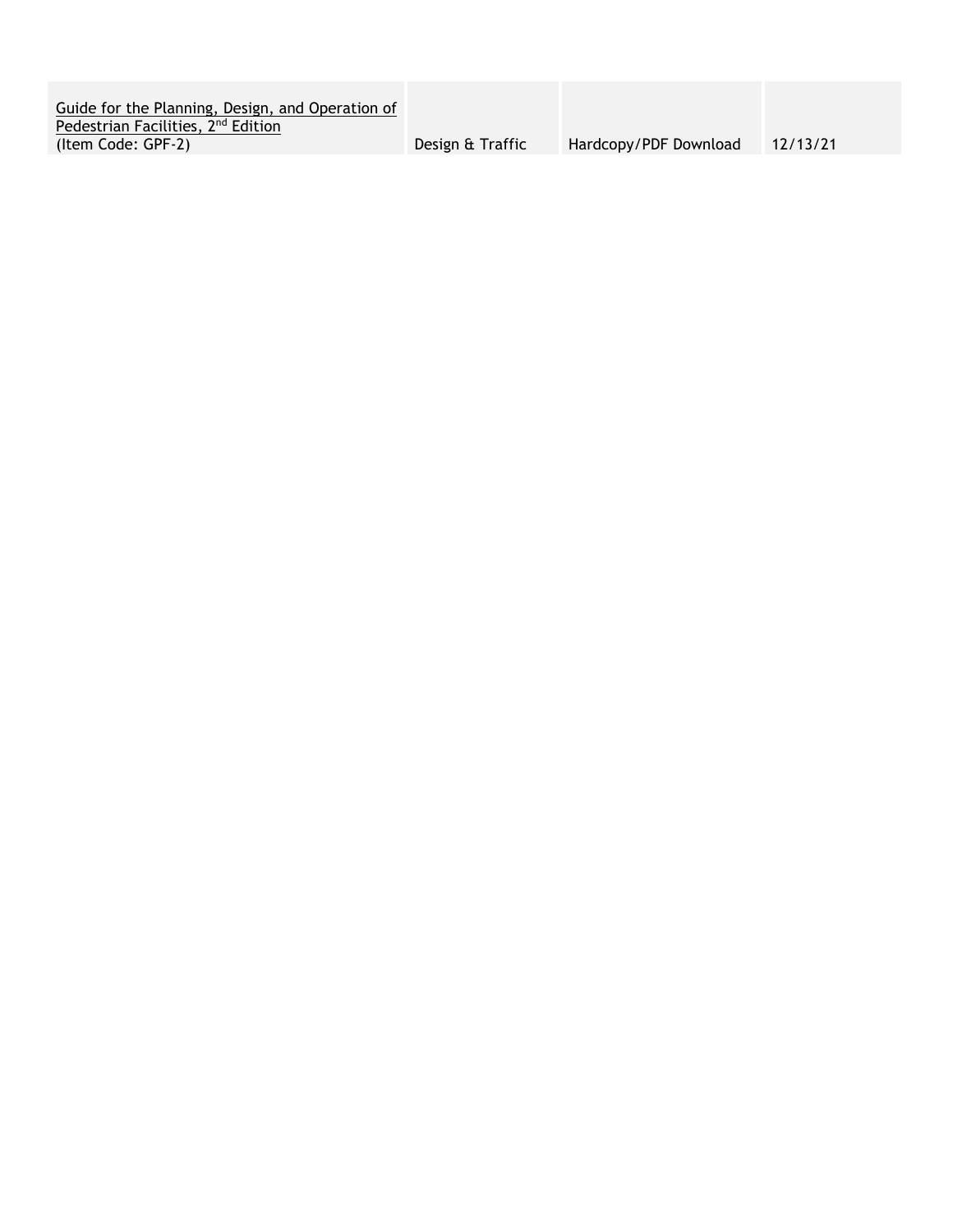| | | | |
|---|---|---|---|
| Guide for the Planning, Design, and Operation of Pedestrian Facilities, 2nd Edition (Item Code: GPF-2) | Design & Traffic | Hardcopy/PDF Download | 12/13/21 |